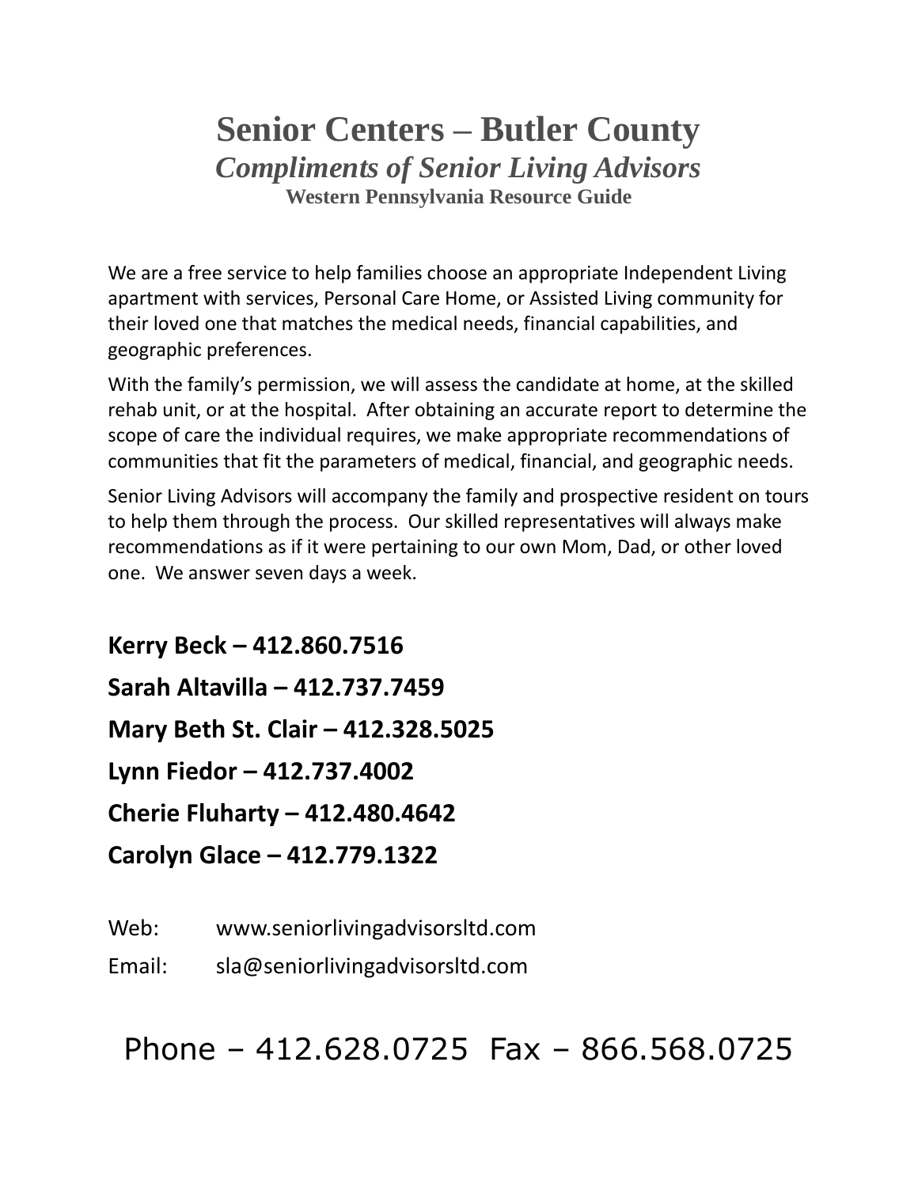# Senior Centers – Butler County

## *Compliments of Senior Living Advisors*

### Western Pennsylvania Resource Guide

We are a free service to help families choose an appropriate Independent Living apartment with services, Personal Care Home, or Assisted Living community for their loved one that matches the medical needs, financial capabilities, and geographic preferences.

With the family's permission, we will assess the candidate at home, at the skilled rehab unit, or at the hospital. After obtaining an accurate report to determine the scope of care the individual requires, we make appropriate recommendations of communities that fit the parameters of medical, financial, and geographic needs.

Senior Living Advisors will accompany the family and prospective resident on tours to help them through the process. Our skilled representatives will always make recommendations as if it were pertaining to our own Mom, Dad, or other loved one. We answer seven days a week.

**Kerry Beck – 412.860.7516**

**Sarah Altavilla – 412.737.7459**

**Mary Beth St. Clair – 412.328.5025**

**Lynn Fiedor – 412.737.4002**

**Cherie Fluharty – 412.480.4642**

**Carolyn Glace – 412.779.1322**

Web: www.seniorlivingadvisorsltd.com

Email: sla@seniorlivingadvisorsltd.com

Phone – 412.628.0725 Fax – 866.568.0725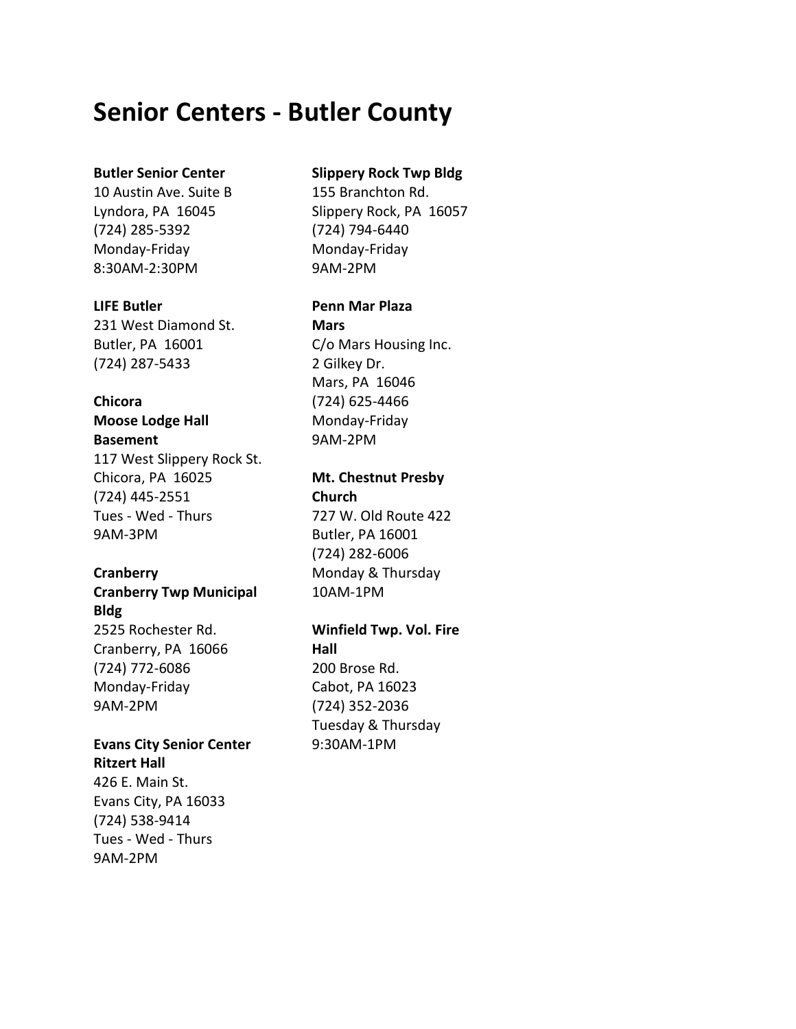# Senior Centers - Butler County

**Butler Senior Center**
10 Austin Ave. Suite B
Lyndora, PA 16045
(724) 285-5392
Monday-Friday
8:30AM-2:30PM

**LIFE Butler**
231 West Diamond St.
Butler, PA 16001
(724) 287-5433

**Chicora**
**Moose Lodge Hall Basement**
117 West Slippery Rock St.
Chicora, PA 16025
(724) 445-2551
Tues - Wed - Thurs
9AM-3PM

**Cranberry**
**Cranberry Twp Municipal Bldg**
2525 Rochester Rd.
Cranberry, PA 16066
(724) 772-6086
Monday-Friday
9AM-2PM

**Evans City Senior Center**
**Ritzert Hall**
426 E. Main St.
Evans City, PA 16033
(724) 538-9414
Tues - Wed - Thurs
9AM-2PM

**Slippery Rock Twp Bldg**
155 Branchton Rd.
Slippery Rock, PA 16057
(724) 794-6440
Monday-Friday
9AM-2PM

**Penn Mar Plaza**
**Mars**
C/o Mars Housing Inc.
2 Gilkey Dr.
Mars, PA 16046
(724) 625-4466
Monday-Friday
9AM-2PM

**Mt. Chestnut Presby Church**
727 W. Old Route 422
Butler, PA 16001
(724) 282-6006
Monday & Thursday
10AM-1PM

**Winfield Twp. Vol. Fire Hall**
200 Brose Rd.
Cabot, PA 16023
(724) 352-2036
Tuesday & Thursday
9:30AM-1PM